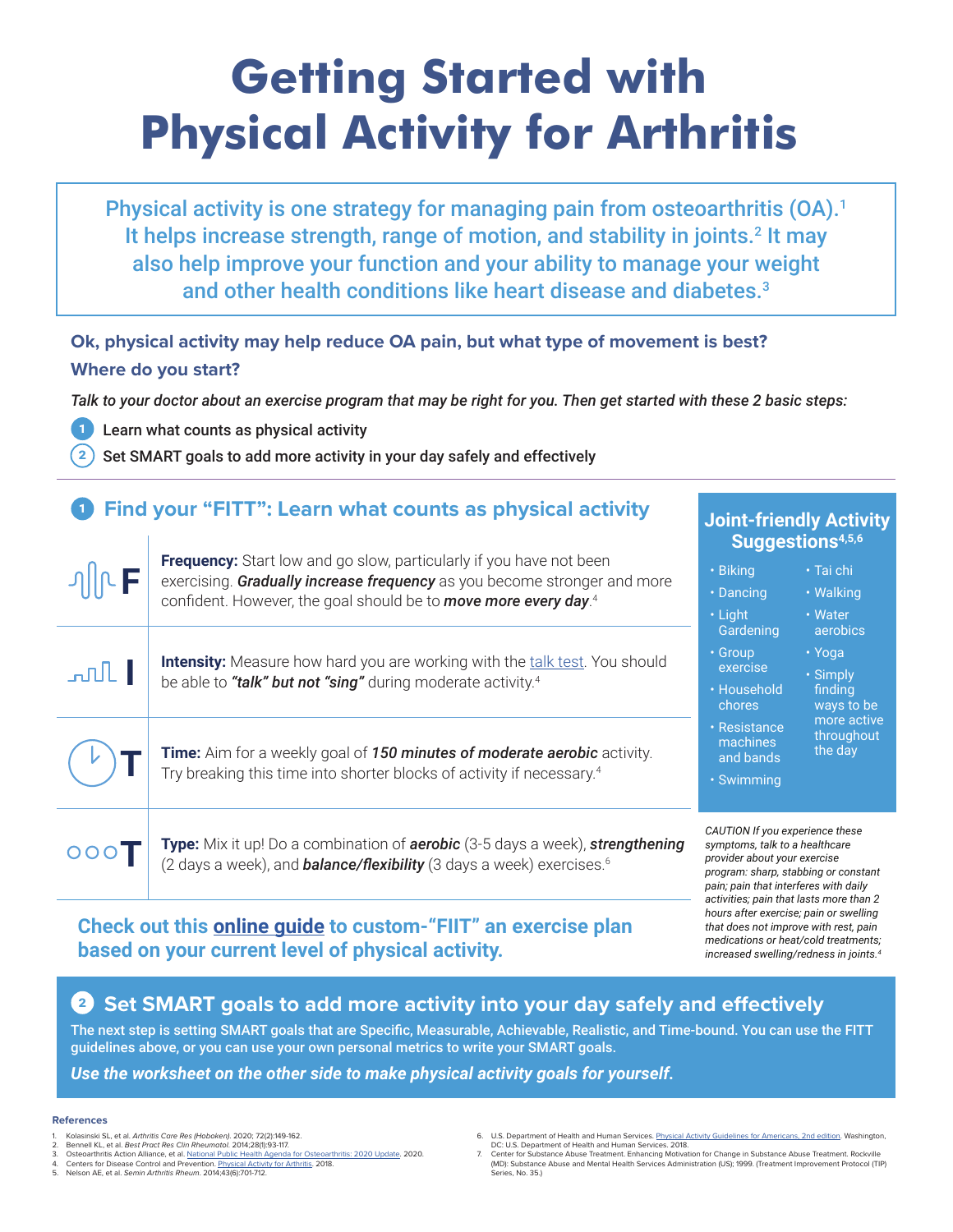# Getting Started with Physical Activity for Arthritis

Physical activity is one strategy for managing pain from osteoarthritis (OA).[1] It helps increase strength, range of motion, and stability in joints.[2] It may also help improve your function and your ability to manage your weight and other health conditions like heart disease and diabetes.[3]

**Ok, physical activity may help reduce OA pain, but what type of movement is best? Where do you start?**

*Talk to your doctor about an exercise program that may be right for you. Then get started with these 2 basic steps:*

1. Learn what counts as physical activity
2. Set SMART goals to add more activity in your day safely and effectively

## 1 Find your "FITT": Learn what counts as physical activity

**F** — **Frequency:** Start low and go slow, particularly if you have not been exercising. ***Gradually increase frequency*** as you become stronger and more confident. However, the goal should be to ***move more every day***.[4]

**I** — **Intensity:** Measure how hard you are working with the talk test. You should be able to ***"talk" but not "sing"*** during moderate activity.[4]

**T** — **Time:** Aim for a weekly goal of ***150 minutes of moderate aerobic*** activity. Try breaking this time into shorter blocks of activity if necessary.[4]

**T** — **Type:** Mix it up! Do a combination of ***aerobic*** (3-5 days a week), ***strengthening*** (2 days a week), and ***balance/flexibility*** (3 days a week) exercises.[6]

**Check out this online guide to custom-"FIIT" an exercise plan based on your current level of physical activity.**

### Joint-friendly Activity Suggestions[4,5,6]

- Biking
- Dancing
- Light Gardening
- Group exercise
- Household chores
- Resistance machines and bands
- Swimming
- Tai chi
- Walking
- Water aerobics
- Yoga
- Simply finding ways to be more active throughout the day

*CAUTION If you experience these symptoms, talk to a healthcare provider about your exercise program: sharp, stabbing or constant pain; pain that interferes with daily activities; pain that lasts more than 2 hours after exercise; pain or swelling that does not improve with rest, pain medications or heat/cold treatments; increased swelling/redness in joints.*[4]

## 2 Set SMART goals to add more activity into your day safely and effectively

**The next step is setting SMART goals that are Specific, Measurable, Achievable, Realistic, and Time-bound. You can use the FITT guidelines above, or you can use your own personal metrics to write your SMART goals.**

***Use the worksheet on the other side to make physical activity goals for yourself.***

**References**

1. Kolasinski SL, et al. *Arthritis Care Res (Hoboken)*. 2020; 72(2):149-162.
2. Bennell KL, et al. *Best Pract Res Clin Rheumatol*. 2014;28(1):93-117.
3. Osteoarthritis Action Alliance, et al. National Public Health Agenda for Osteoarthritis: 2020 Update. 2020.
4. Centers for Disease Control and Prevention. Physical Activity for Arthritis. 2018.
5. Nelson AE, et al. *Semin Arthritis Rheum*. 2014;43(6):701-712.
6. U.S. Department of Health and Human Services. Physical Activity Guidelines for Americans, 2nd edition. Washington, DC: U.S. Department of Health and Human Services. 2018.
7. Center for Substance Abuse Treatment. Enhancing Motivation for Change in Substance Abuse Treatment. Rockville (MD): Substance Abuse and Mental Health Services Administration (US); 1999. (Treatment Improvement Protocol (TIP) Series, No. 35.)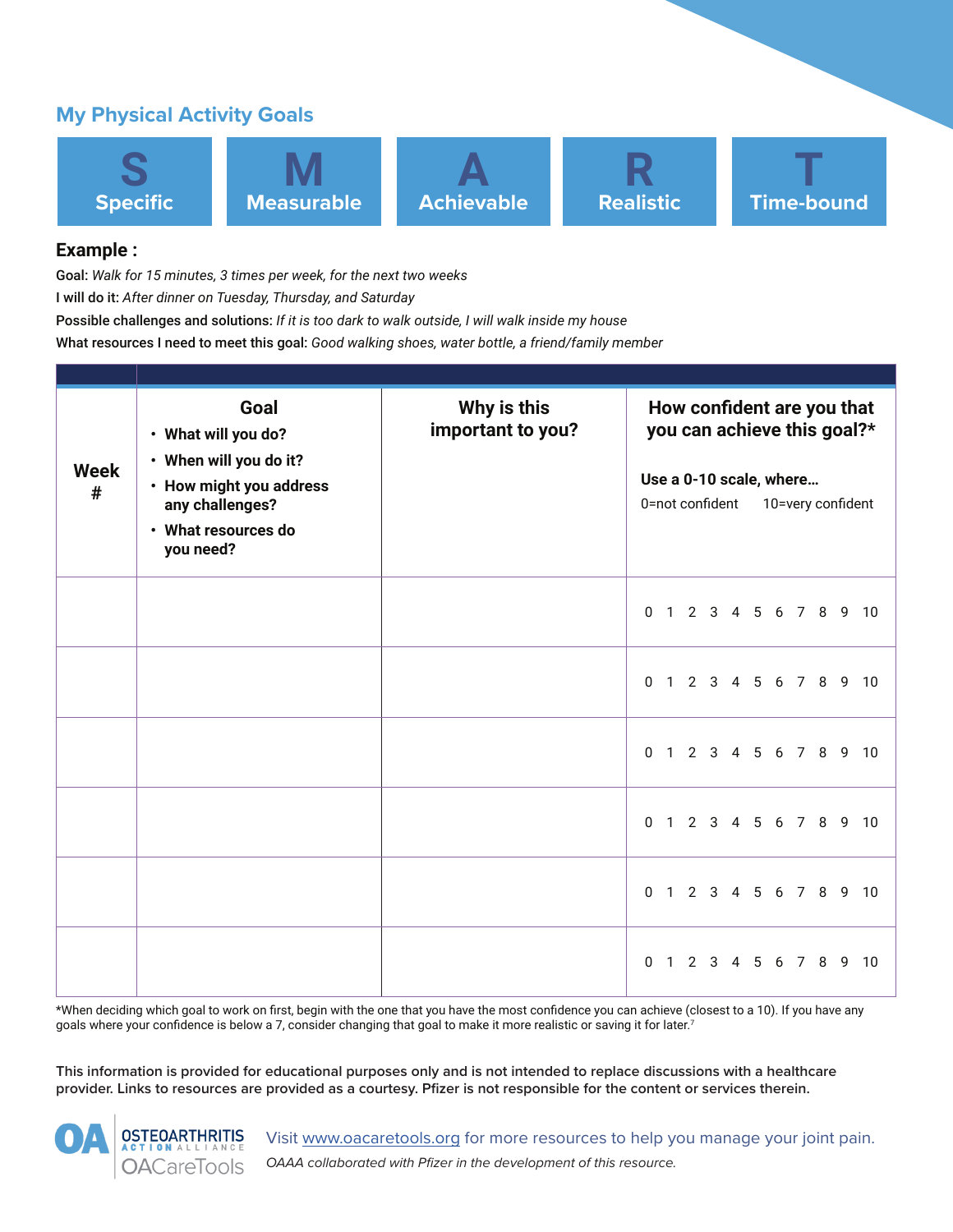## My Physical Activity Goals

| S | M | A | R | T |
|---|---|---|---|---|
| Specific | Measurable | Achievable | Realistic | Time-bound |

### Example :

**Goal:** *Walk for 15 minutes, 3 times per week, for the next two weeks*

**I will do it:** *After dinner on Tuesday, Thursday, and Saturday*

**Possible challenges and solutions:** *If it is too dark to walk outside, I will walk inside my house*

**What resources I need to meet this goal:** *Good walking shoes, water bottle, a friend/family member*

| Week # | Goal<br>• What will you do?<br>• When will you do it?<br>• How might you address any challenges?<br>• What resources do you need? | Why is this important to you? | How confident are you that you can achieve this goal?*<br><br>Use a 0-10 scale, where…<br>0=not confident 10=very confident |
|---|---|---|---|
| | | | 0 1 2 3 4 5 6 7 8 9 10 |
| | | | 0 1 2 3 4 5 6 7 8 9 10 |
| | | | 0 1 2 3 4 5 6 7 8 9 10 |
| | | | 0 1 2 3 4 5 6 7 8 9 10 |
| | | | 0 1 2 3 4 5 6 7 8 9 10 |
| | | | 0 1 2 3 4 5 6 7 8 9 10 |

*When deciding which goal to work on first, begin with the one that you have the most confidence you can achieve (closest to a 10). If you have any goals where your confidence is below a 7, consider changing that goal to make it more realistic or saving it for later.[7]

**This information is provided for educational purposes only and is not intended to replace discussions with a healthcare provider. Links to resources are provided as a courtesy. Pfizer is not responsible for the content or services therein.**

OA OSTEOARTHRITIS ACTION ALLIANCE OACareTools

Visit www.oacaretools.org for more resources to help you manage your joint pain.

*OAAA collaborated with Pfizer in the development of this resource.*